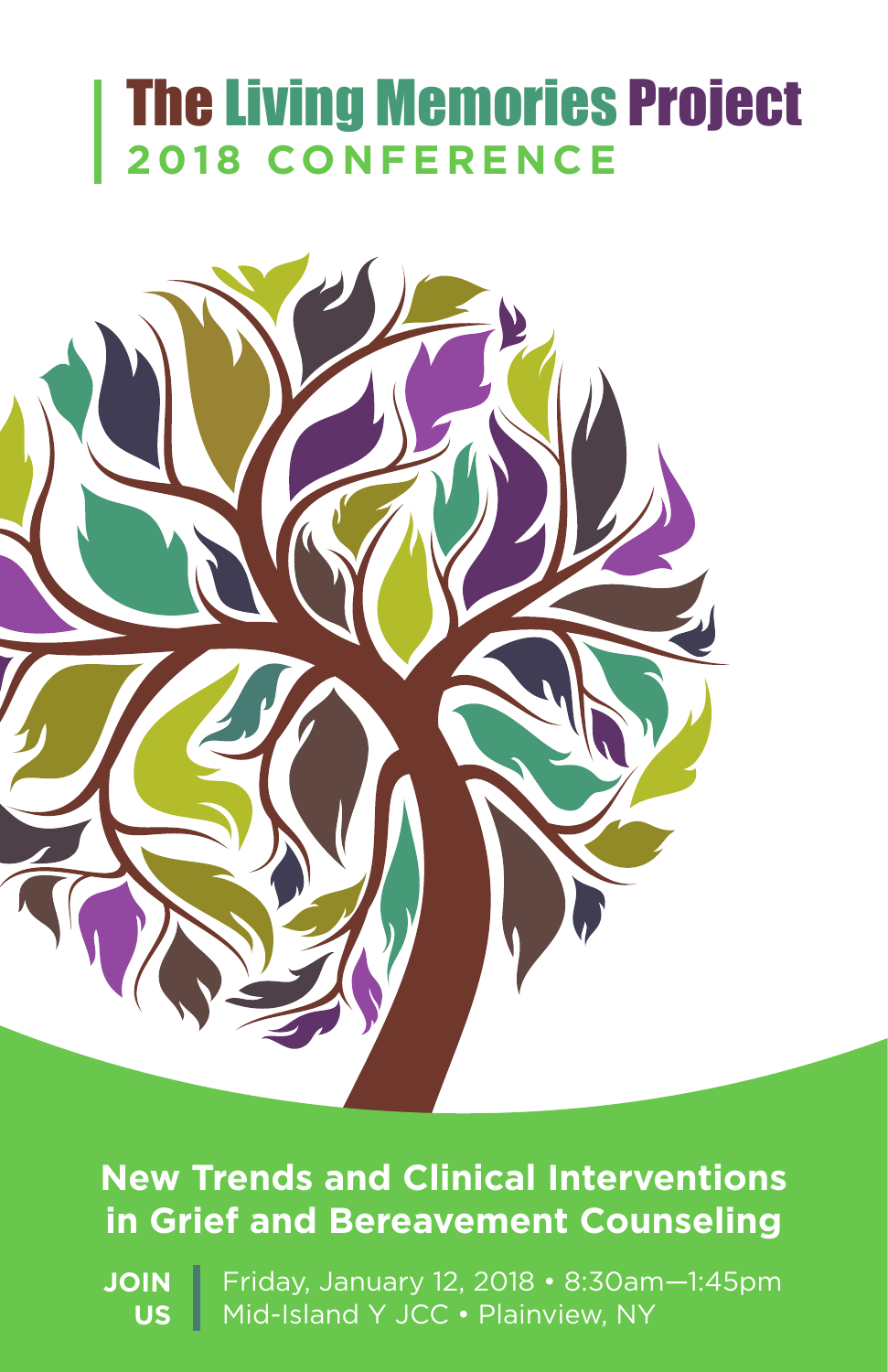# The Living Memories Project

## 2018 CONFERENCE

## New Trends and Clinical Interventions in Grief and Bereavement Counseling

**JOIN US**

Friday, January 12, 2018 • 8:30am—1:45pm
Mid-Island Y JCC • Plainview, NY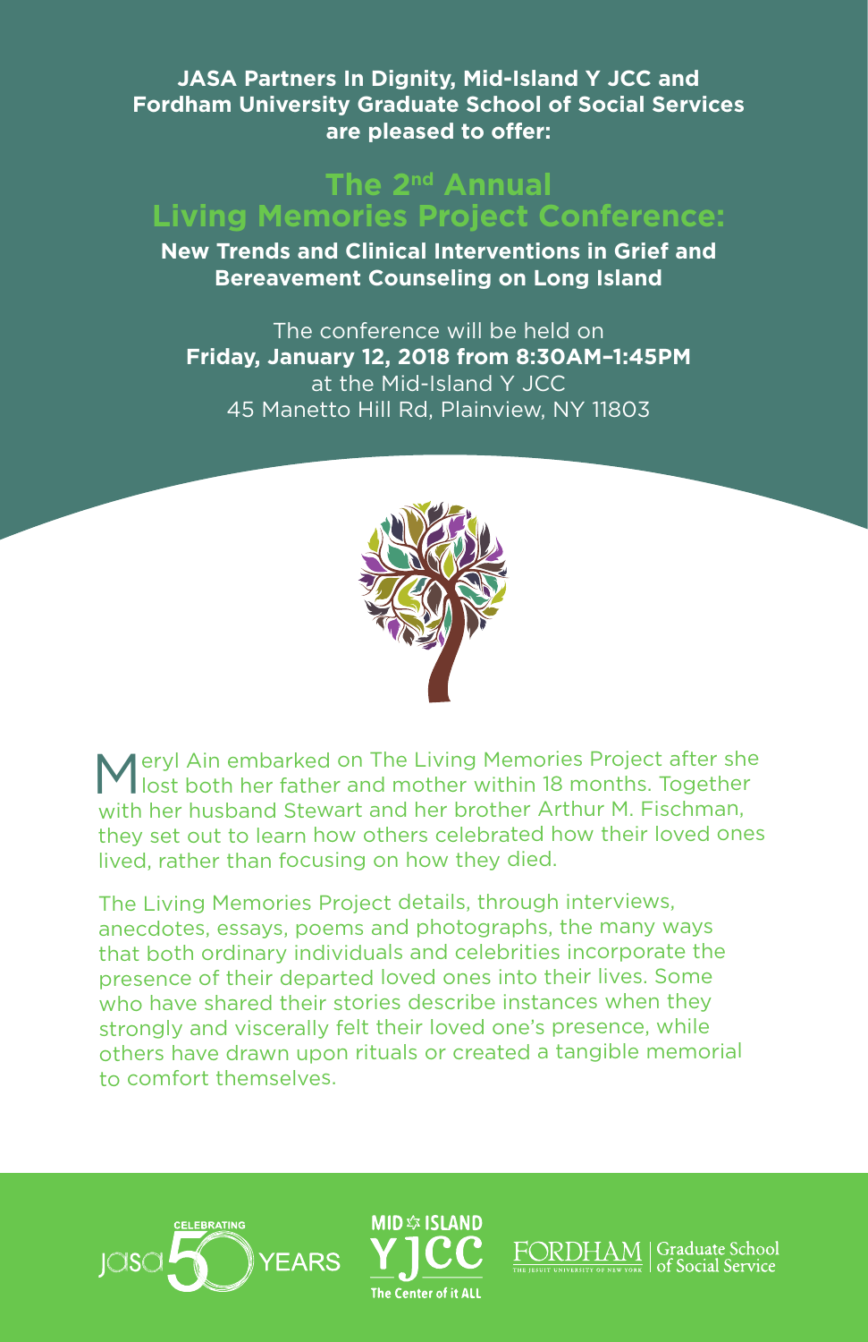**JASA Partners In Dignity, Mid-Island Y JCC and Fordham University Graduate School of Social Services are pleased to offer:**

# The 2nd Annual Living Memories Project Conference:

## New Trends and Clinical Interventions in Grief and Bereavement Counseling on Long Island

The conference will be held on
**Friday, January 12, 2018 from 8:30AM–1:45PM**
at the Mid-Island Y JCC
45 Manetto Hill Rd, Plainview, NY 11803

Meryl Ain embarked on The Living Memories Project after she lost both her father and mother within 18 months. Together with her husband Stewart and her brother Arthur M. Fischman, they set out to learn how others celebrated how their loved ones lived, rather than focusing on how they died.

The Living Memories Project details, through interviews, anecdotes, essays, poems and photographs, the many ways that both ordinary individuals and celebrities incorporate the presence of their departed loved ones into their lives. Some who have shared their stories describe instances when they strongly and viscerally felt their loved one's presence, while others have drawn upon rituals or created a tangible memorial to comfort themselves.

jasa CELEBRATING 50 YEARS

MID ISLAND Y JCC The Center of it ALL

FORDHAM THE JESUIT UNIVERSITY OF NEW YORK | Graduate School of Social Service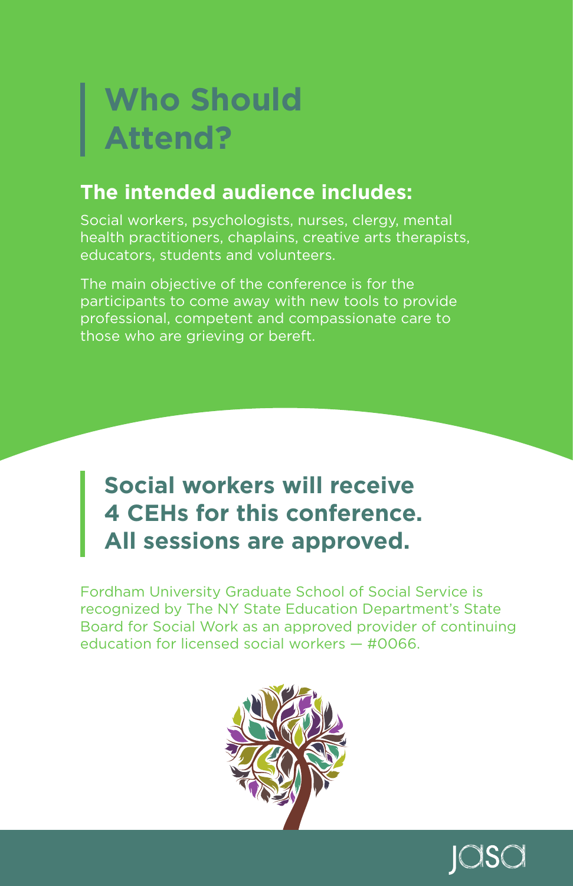# Who Should Attend?

## The intended audience includes:

Social workers, psychologists, nurses, clergy, mental health practitioners, chaplains, creative arts therapists, educators, students and volunteers.

The main objective of the conference is for the participants to come away with new tools to provide professional, competent and compassionate care to those who are grieving or bereft.

**Social workers will receive 4 CEHs for this conference. All sessions are approved.**

Fordham University Graduate School of Social Service is recognized by The NY State Education Department's State Board for Social Work as an approved provider of continuing education for licensed social workers — #0066.

jasa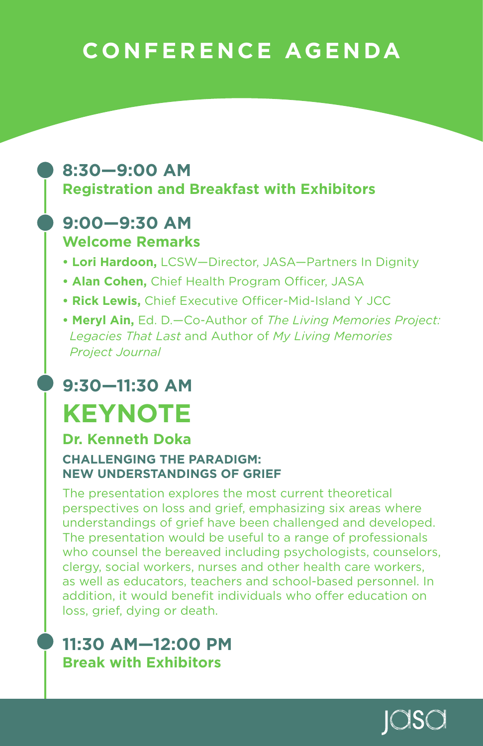# CONFERENCE AGENDA

## 8:30—9:00 AM
**Registration and Breakfast with Exhibitors**

## 9:00—9:30 AM
**Welcome Remarks**

- **Lori Hardoon,** LCSW—Director, JASA—Partners In Dignity
- **Alan Cohen,** Chief Health Program Officer, JASA
- **Rick Lewis,** Chief Executive Officer-Mid-Island Y JCC
- **Meryl Ain,** Ed. D.—Co-Author of *The Living Memories Project: Legacies That Last* and Author of *My Living Memories Project Journal*

## 9:30—11:30 AM

# KEYNOTE

### Dr. Kenneth Doka

**CHALLENGING THE PARADIGM: NEW UNDERSTANDINGS OF GRIEF**

The presentation explores the most current theoretical perspectives on loss and grief, emphasizing six areas where understandings of grief have been challenged and developed. The presentation would be useful to a range of professionals who counsel the bereaved including psychologists, counselors, clergy, social workers, nurses and other health care workers, as well as educators, teachers and school-based personnel. In addition, it would benefit individuals who offer education on loss, grief, dying or death.

## 11:30 AM—12:00 PM
**Break with Exhibitors**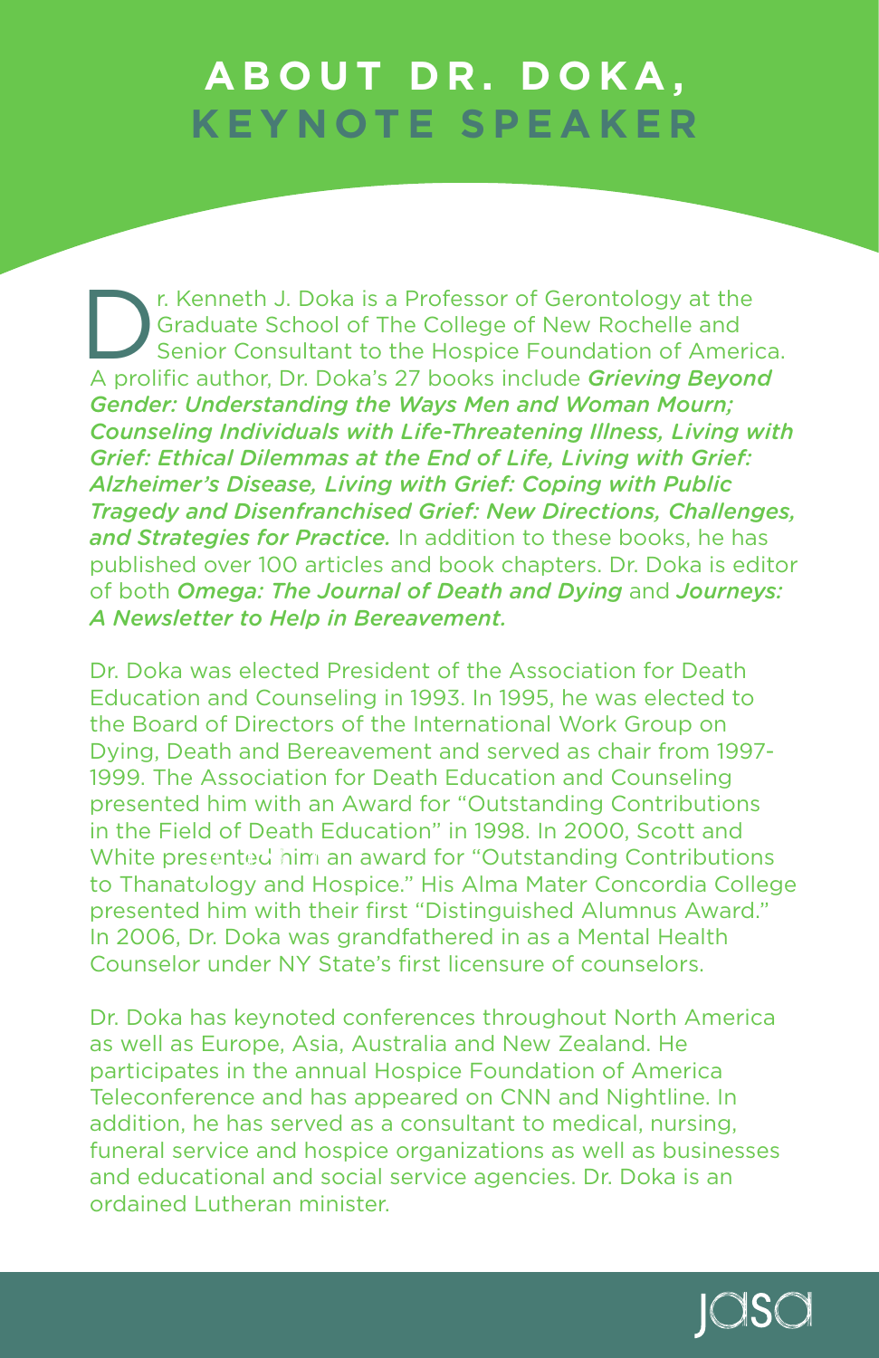# ABOUT DR. DOKA, KEYNOTE SPEAKER

Dr. Kenneth J. Doka is a Professor of Gerontology at the Graduate School of The College of New Rochelle and Senior Consultant to the Hospice Foundation of America. A prolific author, Dr. Doka's 27 books include ***Grieving Beyond Gender: Understanding the Ways Men and Woman Mourn; Counseling Individuals with Life-Threatening Illness, Living with Grief: Ethical Dilemmas at the End of Life, Living with Grief: Alzheimer's Disease, Living with Grief: Coping with Public Tragedy and Disenfranchised Grief: New Directions, Challenges, and Strategies for Practice.*** In addition to these books, he has published over 100 articles and book chapters. Dr. Doka is editor of both ***Omega: The Journal of Death and Dying*** and ***Journeys: A Newsletter to Help in Bereavement.***

Dr. Doka was elected President of the Association for Death Education and Counseling in 1993. In 1995, he was elected to the Board of Directors of the International Work Group on Dying, Death and Bereavement and served as chair from 1997-1999. The Association for Death Education and Counseling presented him with an Award for "Outstanding Contributions in the Field of Death Education" in 1998. In 2000, Scott and White presented him an award for "Outstanding Contributions to Thanatology and Hospice." His Alma Mater Concordia College presented him with their first "Distinguished Alumnus Award." In 2006, Dr. Doka was grandfathered in as a Mental Health Counselor under NY State's first licensure of counselors.

Dr. Doka has keynoted conferences throughout North America as well as Europe, Asia, Australia and New Zealand. He participates in the annual Hospice Foundation of America Teleconference and has appeared on CNN and Nightline. In addition, he has served as a consultant to medical, nursing, funeral service and hospice organizations as well as businesses and educational and social service agencies. Dr. Doka is an ordained Lutheran minister.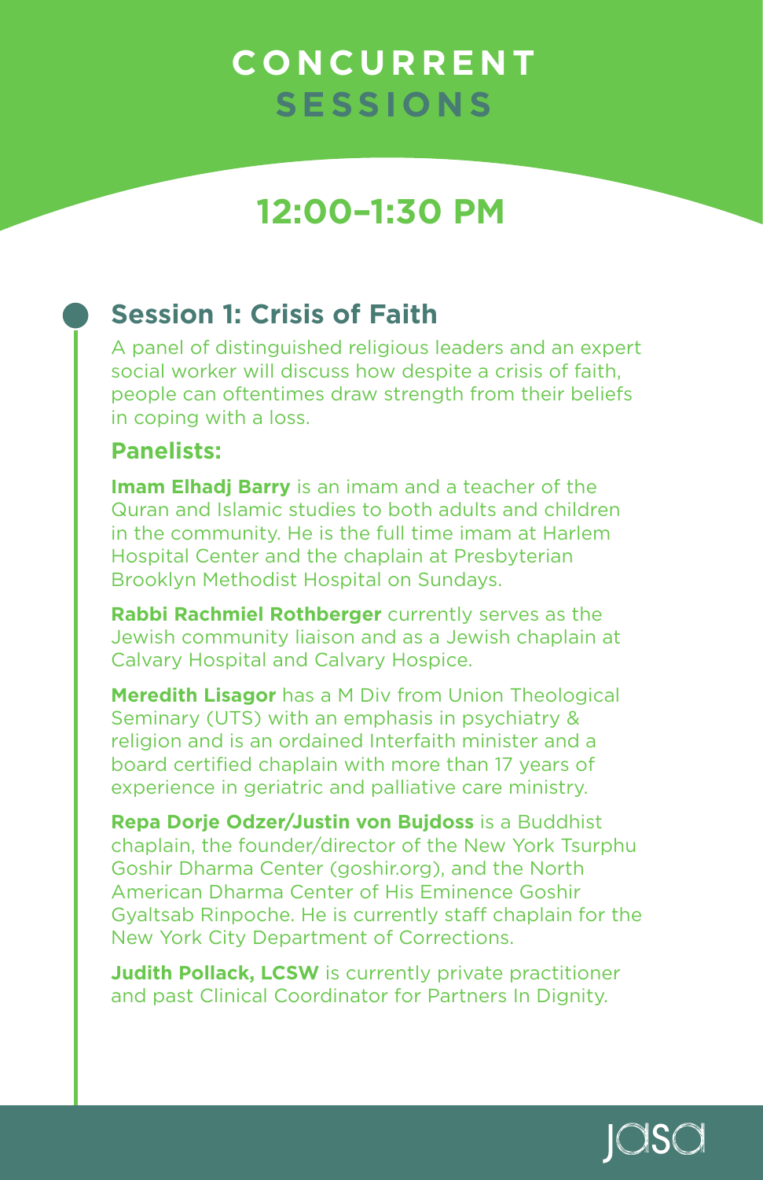# CONCURRENT SESSIONS

## 12:00–1:30 PM

### Session 1: Crisis of Faith

A panel of distinguished religious leaders and an expert social worker will discuss how despite a crisis of faith, people can oftentimes draw strength from their beliefs in coping with a loss.

**Panelists:**

**Imam Elhadj Barry** is an imam and a teacher of the Quran and Islamic studies to both adults and children in the community. He is the full time imam at Harlem Hospital Center and the chaplain at Presbyterian Brooklyn Methodist Hospital on Sundays.

**Rabbi Rachmiel Rothberger** currently serves as the Jewish community liaison and as a Jewish chaplain at Calvary Hospital and Calvary Hospice.

**Meredith Lisagor** has a M Div from Union Theological Seminary (UTS) with an emphasis in psychiatry & religion and is an ordained Interfaith minister and a board certified chaplain with more than 17 years of experience in geriatric and palliative care ministry.

**Repa Dorje Odzer/Justin von Bujdoss** is a Buddhist chaplain, the founder/director of the New York Tsurphu Goshir Dharma Center (goshir.org), and the North American Dharma Center of His Eminence Goshir Gyaltsab Rinpoche. He is currently staff chaplain for the New York City Department of Corrections.

**Judith Pollack, LCSW** is currently private practitioner and past Clinical Coordinator for Partners In Dignity.

jasa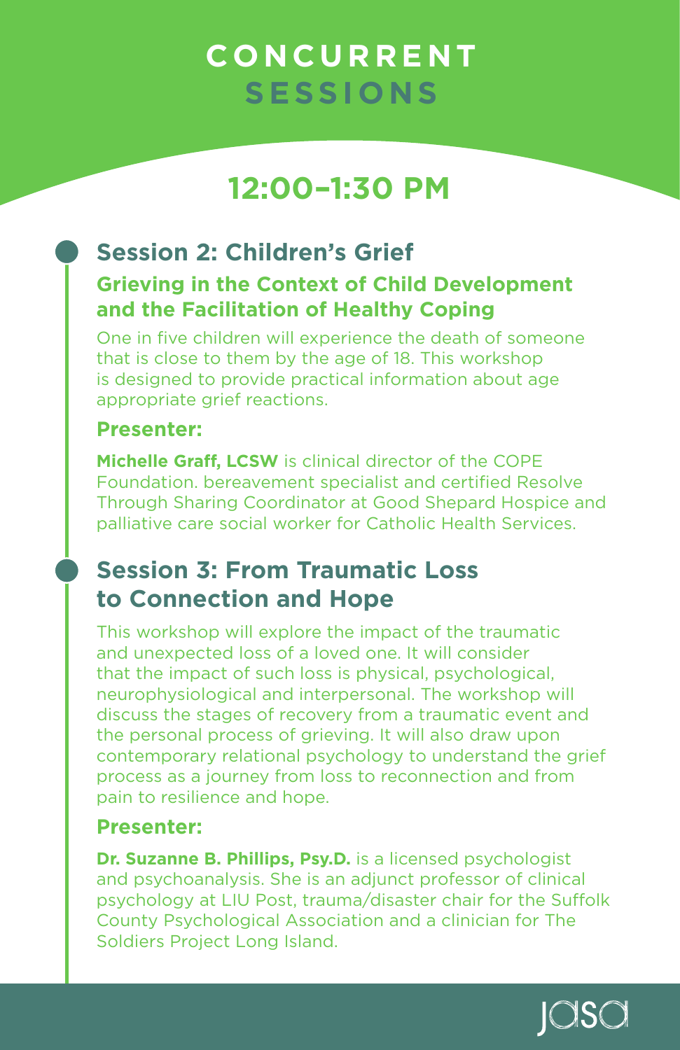# CONCURRENT SESSIONS

## 12:00–1:30 PM

### Session 2: Children's Grief

**Grieving in the Context of Child Development and the Facilitation of Healthy Coping**

One in five children will experience the death of someone that is close to them by the age of 18. This workshop is designed to provide practical information about age appropriate grief reactions.

**Presenter:**

**Michelle Graff, LCSW** is clinical director of the COPE Foundation. bereavement specialist and certified Resolve Through Sharing Coordinator at Good Shepard Hospice and palliative care social worker for Catholic Health Services.

### Session 3: From Traumatic Loss to Connection and Hope

This workshop will explore the impact of the traumatic and unexpected loss of a loved one. It will consider that the impact of such loss is physical, psychological, neurophysiological and interpersonal. The workshop will discuss the stages of recovery from a traumatic event and the personal process of grieving. It will also draw upon contemporary relational psychology to understand the grief process as a journey from loss to reconnection and from pain to resilience and hope.

**Presenter:**

**Dr. Suzanne B. Phillips, Psy.D.** is a licensed psychologist and psychoanalysis. She is an adjunct professor of clinical psychology at LIU Post, trauma/disaster chair for the Suffolk County Psychological Association and a clinician for The Soldiers Project Long Island.

jasa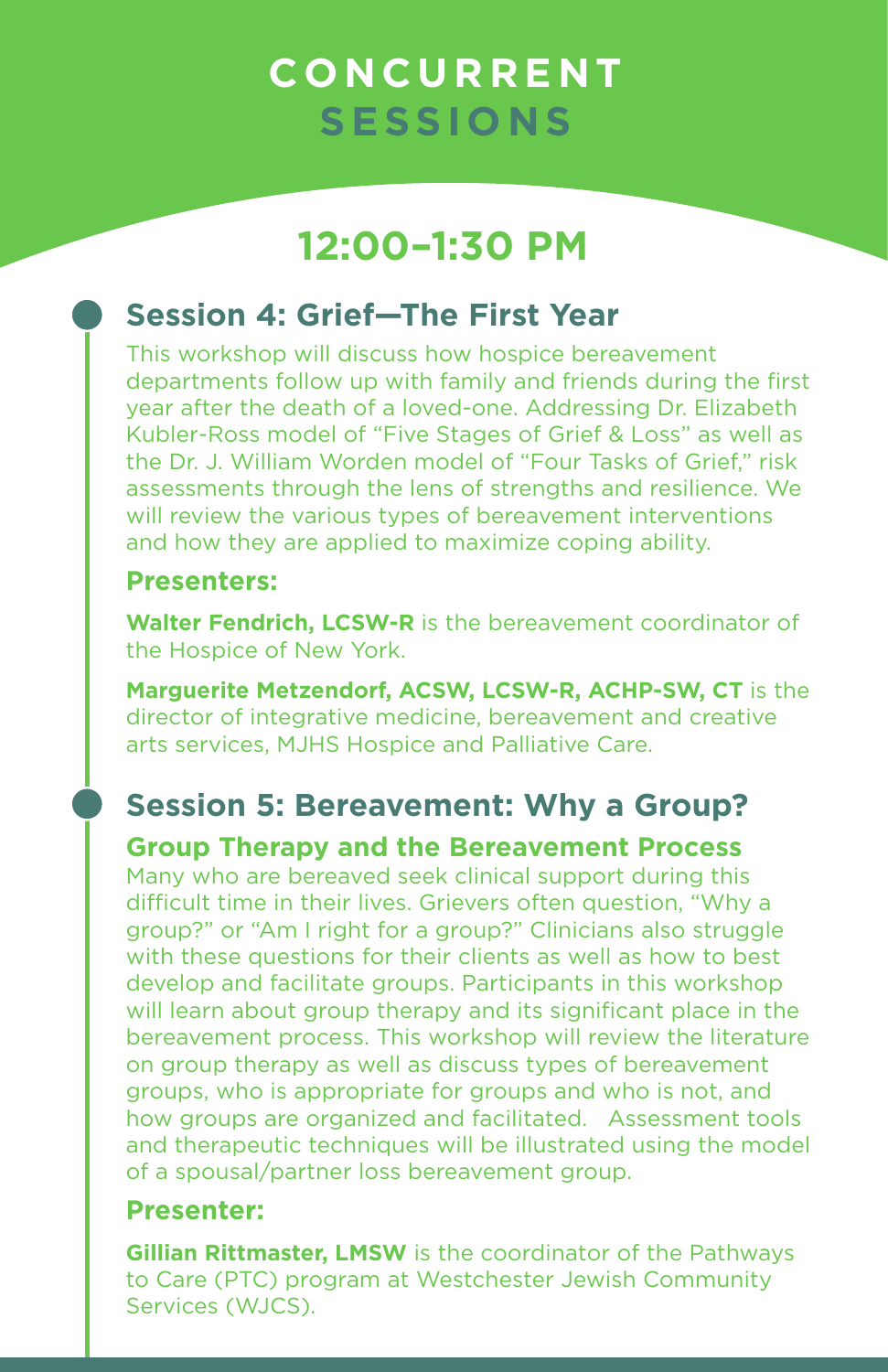# CONCURRENT SESSIONS

## 12:00–1:30 PM

### Session 4: Grief—The First Year

This workshop will discuss how hospice bereavement departments follow up with family and friends during the first year after the death of a loved-one. Addressing Dr. Elizabeth Kubler-Ross model of "Five Stages of Grief & Loss" as well as the Dr. J. William Worden model of "Four Tasks of Grief," risk assessments through the lens of strengths and resilience. We will review the various types of bereavement interventions and how they are applied to maximize coping ability.

**Presenters:**

**Walter Fendrich, LCSW-R** is the bereavement coordinator of the Hospice of New York.

**Marguerite Metzendorf, ACSW, LCSW-R, ACHP-SW, CT** is the director of integrative medicine, bereavement and creative arts services, MJHS Hospice and Palliative Care.

### Session 5: Bereavement: Why a Group?

**Group Therapy and the Bereavement Process**

Many who are bereaved seek clinical support during this difficult time in their lives. Grievers often question, "Why a group?" or "Am I right for a group?" Clinicians also struggle with these questions for their clients as well as how to best develop and facilitate groups. Participants in this workshop will learn about group therapy and its significant place in the bereavement process. This workshop will review the literature on group therapy as well as discuss types of bereavement groups, who is appropriate for groups and who is not, and how groups are organized and facilitated. Assessment tools and therapeutic techniques will be illustrated using the model of a spousal/partner loss bereavement group.

**Presenter:**

**Gillian Rittmaster, LMSW** is the coordinator of the Pathways to Care (PTC) program at Westchester Jewish Community Services (WJCS).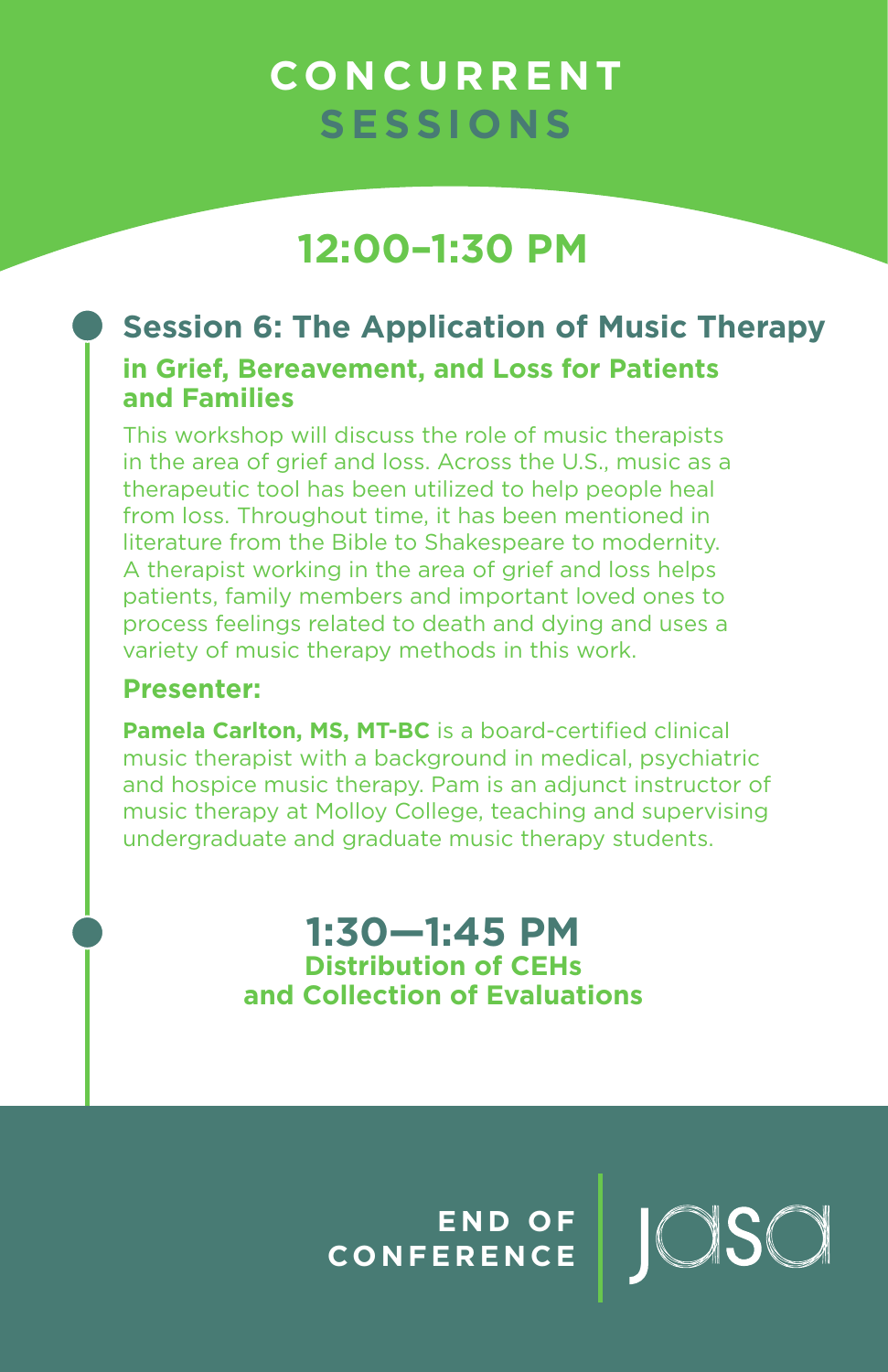# CONCURRENT SESSIONS

## 12:00–1:30 PM

### Session 6: The Application of Music Therapy in Grief, Bereavement, and Loss for Patients and Families

This workshop will discuss the role of music therapists in the area of grief and loss. Across the U.S., music as a therapeutic tool has been utilized to help people heal from loss. Throughout time, it has been mentioned in literature from the Bible to Shakespeare to modernity. A therapist working in the area of grief and loss helps patients, family members and important loved ones to process feelings related to death and dying and uses a variety of music therapy methods in this work.

**Presenter:**

**Pamela Carlton, MS, MT-BC** is a board-certified clinical music therapist with a background in medical, psychiatric and hospice music therapy. Pam is an adjunct instructor of music therapy at Molloy College, teaching and supervising undergraduate and graduate music therapy students.

## 1:30—1:45 PM

**Distribution of CEHs and Collection of Evaluations**

**END OF CONFERENCE**

jasa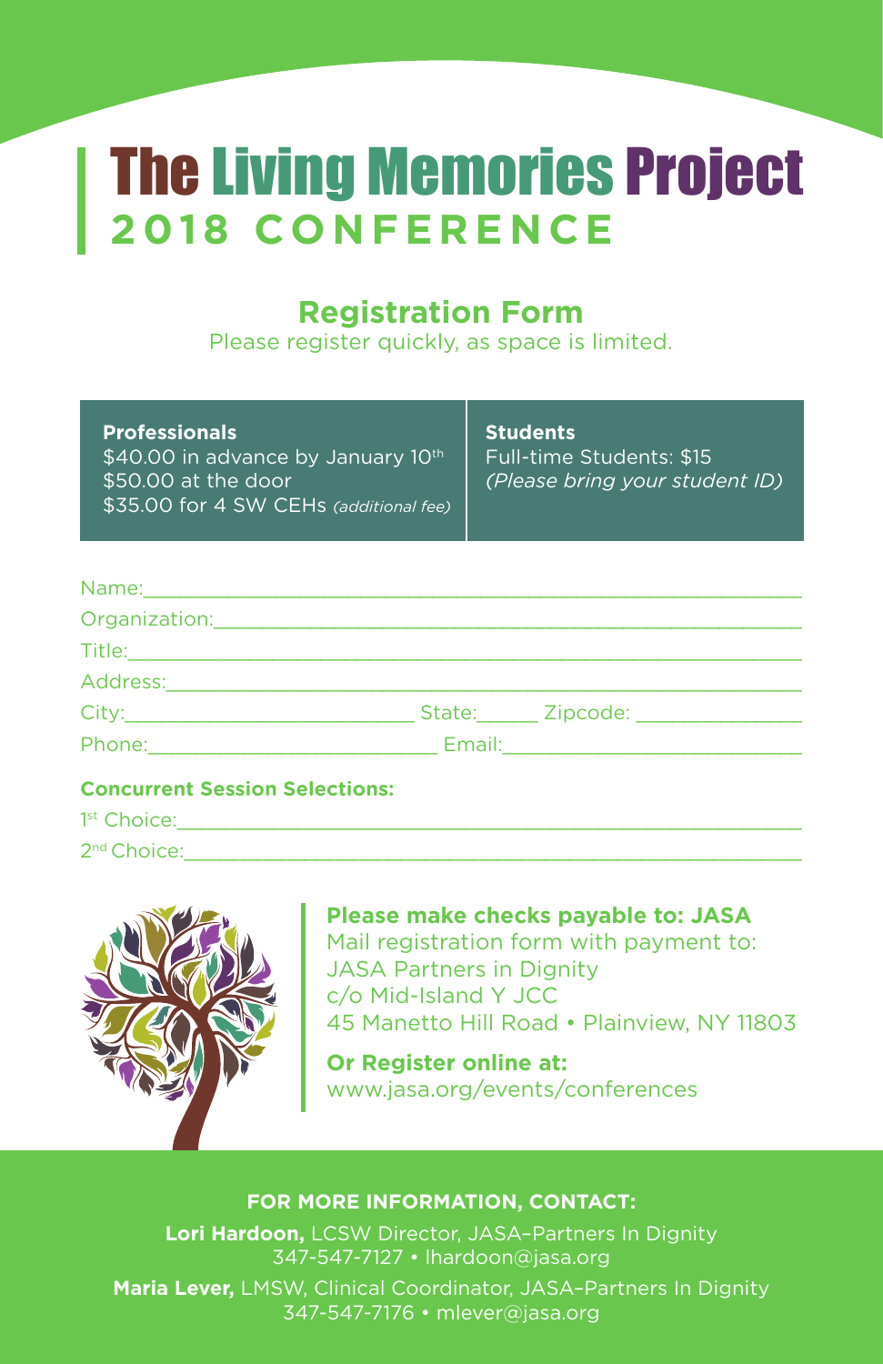# The Living Memories Project
## 2018 CONFERENCE

## Registration Form

Please register quickly, as space is limited.

| **Professionals** | **Students** |
|---|---|
| $40.00 in advance by January 10th<br>$50.00 at the door<br>$35.00 for 4 SW CEHs *(additional fee)* | Full-time Students: $15<br>*(Please bring your student ID)* |

Name:\_\_\_\_\_\_\_\_\_\_\_\_\_\_\_\_\_\_\_\_\_\_\_\_\_\_\_\_\_\_\_\_\_\_\_\_\_\_\_\_\_\_\_\_

Organization:\_\_\_\_\_\_\_\_\_\_\_\_\_\_\_\_\_\_\_\_\_\_\_\_\_\_\_\_\_\_\_\_\_\_\_\_\_\_\_\_

Title:\_\_\_\_\_\_\_\_\_\_\_\_\_\_\_\_\_\_\_\_\_\_\_\_\_\_\_\_\_\_\_\_\_\_\_\_\_\_\_\_\_\_\_\_\_

Address:\_\_\_\_\_\_\_\_\_\_\_\_\_\_\_\_\_\_\_\_\_\_\_\_\_\_\_\_\_\_\_\_\_\_\_\_\_\_\_\_\_\_\_

City:\_\_\_\_\_\_\_\_\_\_\_\_\_\_\_\_\_\_\_\_ State:\_\_\_\_\_\_ Zipcode: \_\_\_\_\_\_\_\_\_\_\_\_

Phone:\_\_\_\_\_\_\_\_\_\_\_\_\_\_\_\_\_\_\_\_ Email:\_\_\_\_\_\_\_\_\_\_\_\_\_\_\_\_\_\_\_\_

**Concurrent Session Selections:**

1st Choice:\_\_\_\_\_\_\_\_\_\_\_\_\_\_\_\_\_\_\_\_\_\_\_\_\_\_\_\_\_\_\_\_\_\_\_\_\_\_\_\_\_

2nd Choice:\_\_\_\_\_\_\_\_\_\_\_\_\_\_\_\_\_\_\_\_\_\_\_\_\_\_\_\_\_\_\_\_\_\_\_\_\_\_\_\_\_

**Please make checks payable to: JASA**
Mail registration form with payment to:
JASA Partners in Dignity
c/o Mid-Island Y JCC
45 Manetto Hill Road • Plainview, NY 11803

**Or Register online at:**
www.jasa.org/events/conferences

**FOR MORE INFORMATION, CONTACT:**

**Lori Hardoon,** LCSW Director, JASA–Partners In Dignity
347-547-7127 • lhardoon@jasa.org

**Maria Lever,** LMSW, Clinical Coordinator, JASA–Partners In Dignity
347-547-7176 • mlever@jasa.org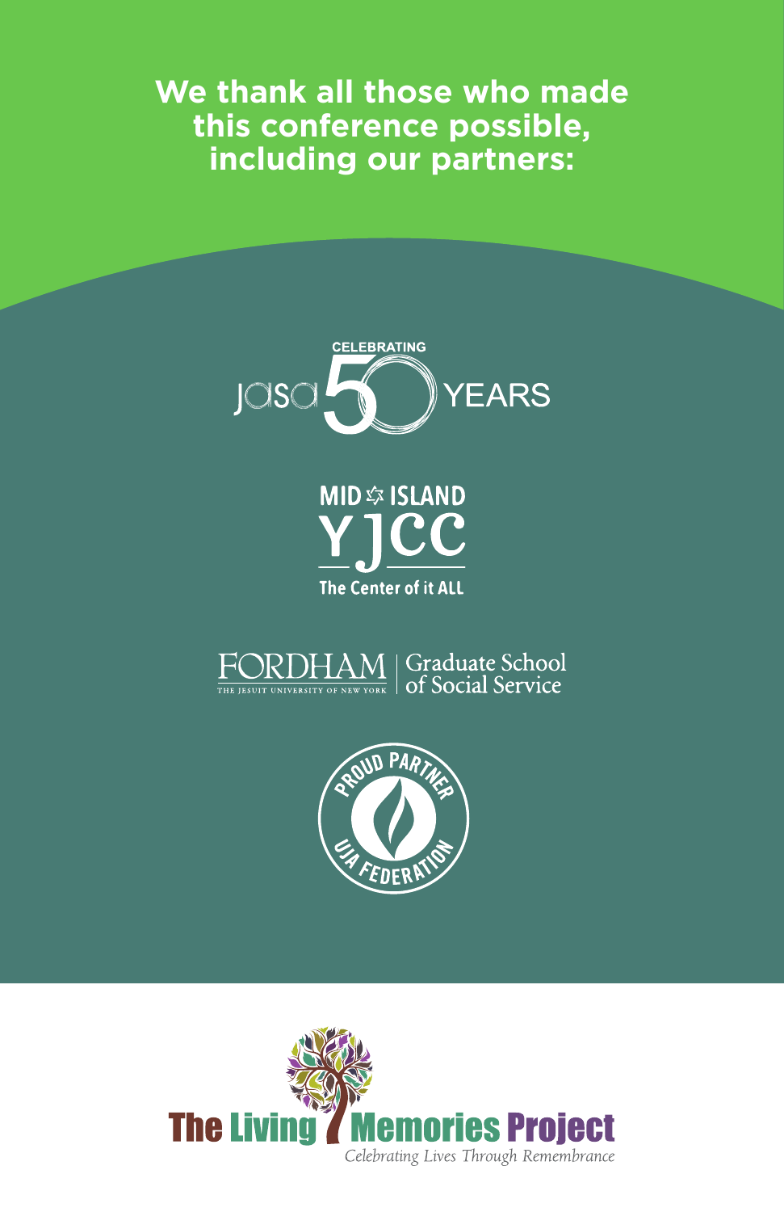**We thank all those who made this conference possible, including our partners:**

CELEBRATING jasa 50 YEARS

MID ISLAND Y JCC
The Center of it ALL

FORDHAM THE JESUIT UNIVERSITY OF NEW YORK | Graduate School of Social Service

PROUD PARTNER UJA FEDERATION

The Living Memories Project
*Celebrating Lives Through Remembrance*